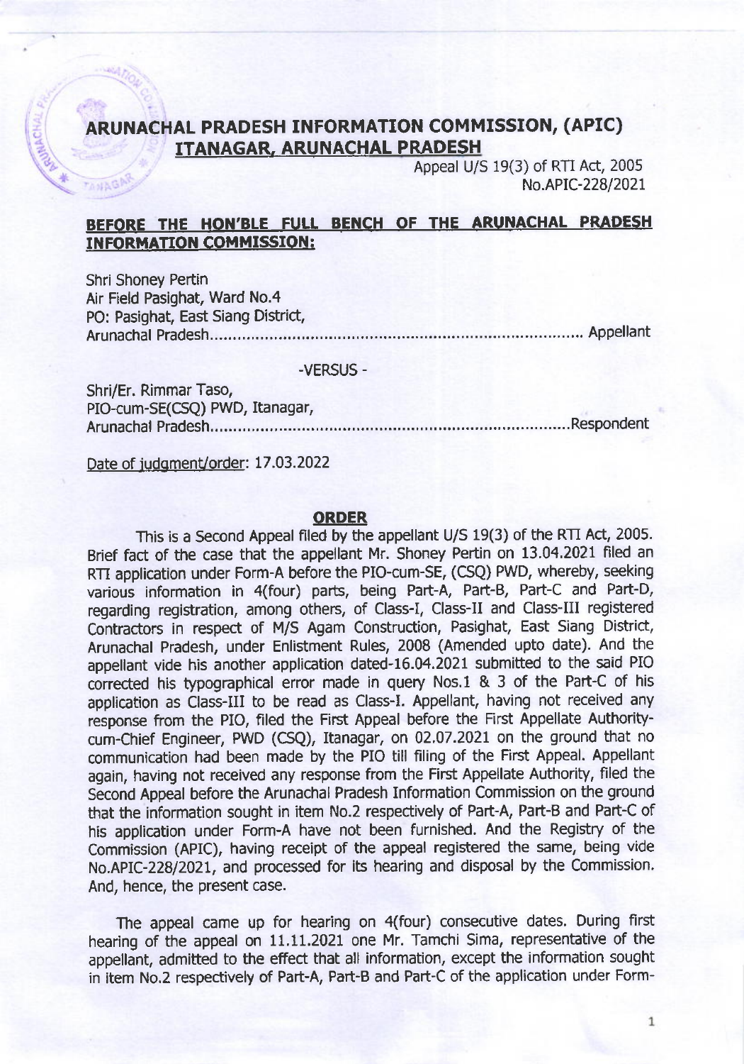# ARUNACHAL PRADESH INFORMATION COMMISSION, (APIC)
## ITANAGAR, ARUNACHAL PRADESH

Appeal U/S 19(3) of RTI Act, 2005
No.APIC-228/2021

**BEFORE THE HON'BLE FULL BENCH OF THE ARUNACHAL PRADESH INFORMATION COMMISSION:**

Shri Shoney Pertin
Air Field Pasighat, Ward No.4
PO: Pasighat, East Siang District,
Arunachal Pradesh.............................................................................. Appellant

-VERSUS -

Shri/Er. Rimmar Taso,
PIO-cum-SE(CSQ) PWD, Itanagar,
Arunachal Pradesh...........................................................................Respondent

Date of judgment/order: 17.03.2022

## ORDER

This is a Second Appeal filed by the appellant U/S 19(3) of the RTI Act, 2005. Brief fact of the case that the appellant Mr. Shoney Pertin on 13.04.2021 filed an RTI application under Form-A before the PIO-cum-SE, (CSQ) PWD, whereby, seeking various information in 4(four) parts, being Part-A, Part-B, Part-C and Part-D, regarding registration, among others, of Class-I, Class-II and Class-III registered Contractors in respect of M/S Agam Construction, Pasighat, East Siang District, Arunachal Pradesh, under Enlistment Rules, 2008 (Amended upto date). And the appellant vide his another application dated-16.04.2021 submitted to the said PIO corrected his typographical error made in query Nos.1 & 3 of the Part-C of his application as Class-III to be read as Class-I. Appellant, having not received any response from the PIO, filed the First Appeal before the First Appellate Authority-cum-Chief Engineer, PWD (CSQ), Itanagar, on 02.07.2021 on the ground that no communication had been made by the PIO till filing of the First Appeal. Appellant again, having not received any response from the First Appellate Authority, filed the Second Appeal before the Arunachal Pradesh Information Commission on the ground that the information sought in item No.2 respectively of Part-A, Part-B and Part-C of his application under Form-A have not been furnished. And the Registry of the Commission (APIC), having receipt of the appeal registered the same, being vide No.APIC-228/2021, and processed for its hearing and disposal by the Commission. And, hence, the present case.

The appeal came up for hearing on 4(four) consecutive dates. During first hearing of the appeal on 11.11.2021 one Mr. Tamchi Sima, representative of the appellant, admitted to the effect that all information, except the information sought in item No.2 respectively of Part-A, Part-B and Part-C of the application under Form-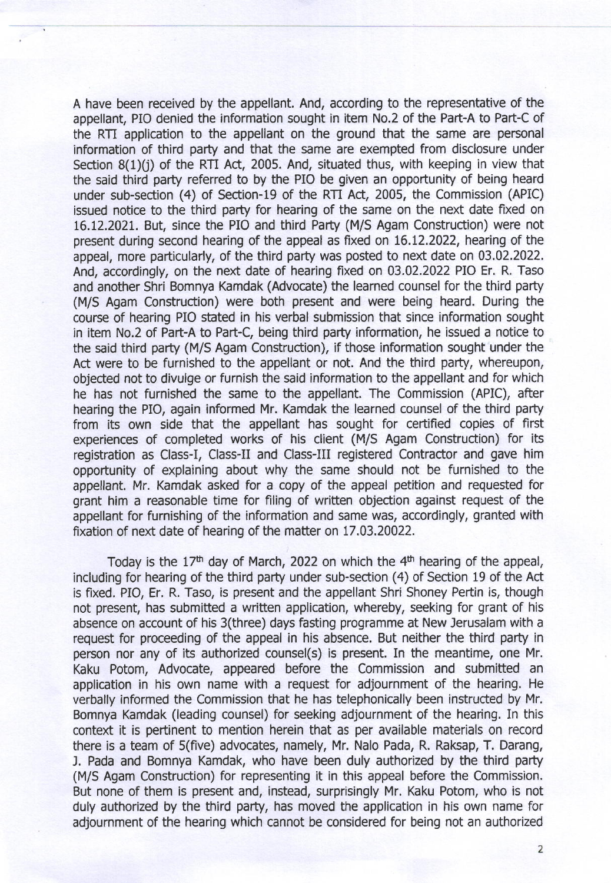A have been received by the appellant. And, according to the representative of the appellant, PIO denied the information sought in item No.2 of the Part-A to Part-C of the RTI application to the appellant on the ground that the same are personal information of third party and that the same are exempted from disclosure under Section 8(1)(j) of the RTI Act, 2005. And, situated thus, with keeping in view that the said third party referred to by the PIO be given an opportunity of being heard under sub-section (4) of Section-19 of the RTI Act, 2005, the Commission (APIC) issued notice to the third party for hearing of the same on the next date fixed on 16.12.2021. But, since the PIO and third Party (M/S Agam Construction) were not present during second hearing of the appeal as fixed on 16.12.2022, hearing of the appeal, more particularly, of the third party was posted to next date on 03.02.2022. And, accordingly, on the next date of hearing fixed on 03.02.2022 PIO Er. R. Taso and another Shri Bomnya Kamdak (Advocate) the learned counsel for the third party (M/S Agam Construction) were both present and were being heard. During the course of hearing PIO stated in his verbal submission that since information sought in item No.2 of Part-A to Part-C, being third party information, he issued a notice to the said third party (M/S Agam Construction), if those information sought under the Act were to be furnished to the appellant or not. And the third party, whereupon, objected not to divulge or furnish the said information to the appellant and for which he has not furnished the same to the appellant. The Commission (APIC), after hearing the PIO, again informed Mr. Kamdak the learned counsel of the third party from its own side that the appellant has sought for certified copies of first experiences of completed works of his client (M/S Agam Construction) for its registration as Class-I, Class-II and Class-III registered Contractor and gave him opportunity of explaining about why the same should not be furnished to the appellant. Mr. Kamdak asked for a copy of the appeal petition and requested for grant him a reasonable time for filing of written objection against request of the appellant for furnishing of the information and same was, accordingly, granted with fixation of next date of hearing of the matter on 17.03.20022.

Today is the 17th day of March, 2022 on which the 4th hearing of the appeal, including for hearing of the third party under sub-section (4) of Section 19 of the Act is fixed. PIO, Er. R. Taso, is present and the appellant Shri Shoney Pertin is, though not present, has submitted a written application, whereby, seeking for grant of his absence on account of his 3(three) days fasting programme at New Jerusalam with a request for proceeding of the appeal in his absence. But neither the third party in person nor any of its authorized counsel(s) is present. In the meantime, one Mr. Kaku Potom, Advocate, appeared before the Commission and submitted an application in his own name with a request for adjournment of the hearing. He verbally informed the Commission that he has telephonically been instructed by Mr. Bomnya Kamdak (leading counsel) for seeking adjournment of the hearing. In this context it is pertinent to mention herein that as per available materials on record there is a team of 5(five) advocates, namely, Mr. Nalo Pada, R. Raksap, T. Darang, J. Pada and Bomnya Kamdak, who have been duly authorized by the third party (M/S Agam Construction) for representing it in this appeal before the Commission. But none of them is present and, instead, surprisingly Mr. Kaku Potom, who is not duly authorized by the third party, has moved the application in his own name for adjournment of the hearing which cannot be considered for being not an authorized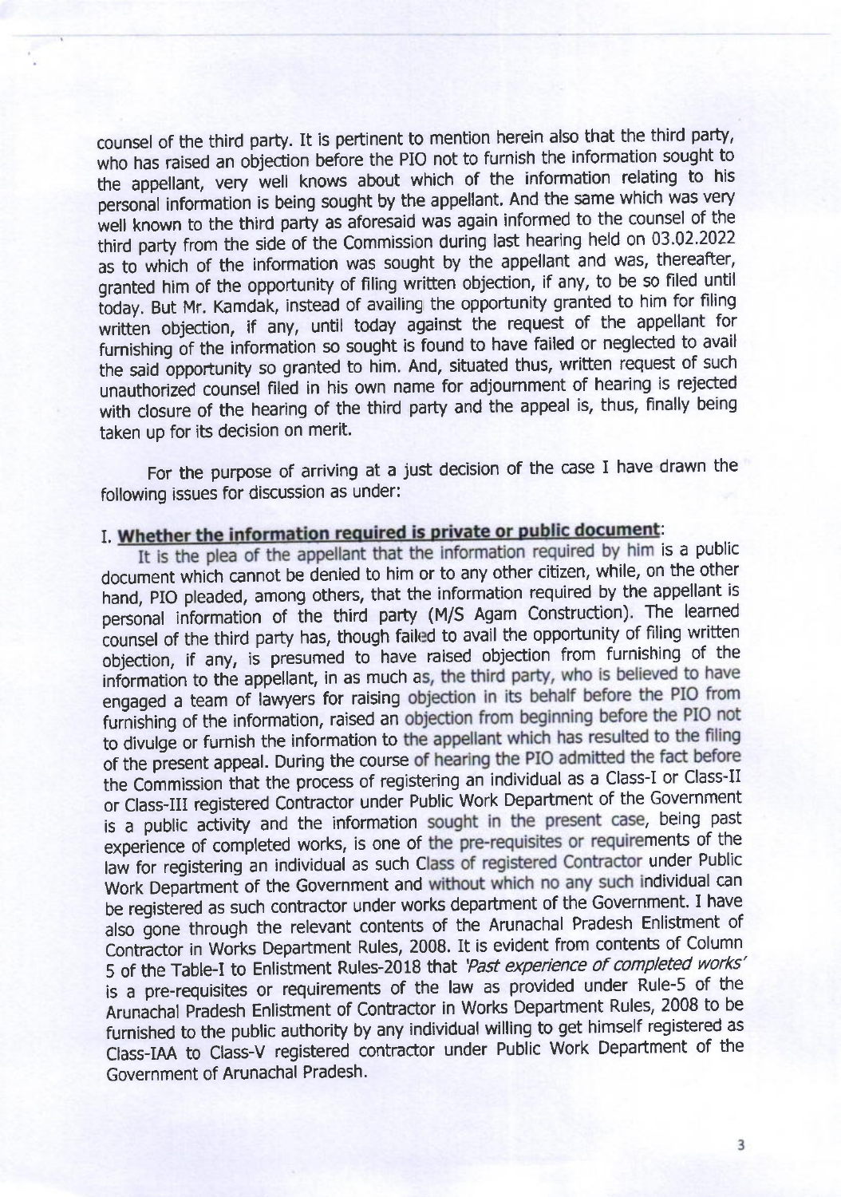counsel of the third party. It is pertinent to mention herein also that the third party, who has raised an objection before the PIO not to furnish the information sought to the appellant, very well knows about which of the information relating to his personal information is being sought by the appellant. And the same which was very well known to the third party as aforesaid was again informed to the counsel of the third party from the side of the Commission during last hearing held on 03.02.2022 as to which of the information was sought by the appellant and was, thereafter, granted him of the opportunity of filing written objection, if any, to be so filed until today. But Mr. Kamdak, instead of availing the opportunity granted to him for filing written objection, if any, until today against the request of the appellant for furnishing of the information so sought is found to have failed or neglected to avail the said opportunity so granted to him. And, situated thus, written request of such unauthorized counsel filed in his own name for adjournment of hearing is rejected with closure of the hearing of the third party and the appeal is, thus, finally being taken up for its decision on merit.

For the purpose of arriving at a just decision of the case I have drawn the following issues for discussion as under:

I. **Whether the information required is private or public document**:

It is the plea of the appellant that the information required by him is a public document which cannot be denied to him or to any other citizen, while, on the other hand, PIO pleaded, among others, that the information required by the appellant is personal information of the third party (M/S Agam Construction). The learned counsel of the third party has, though failed to avail the opportunity of filing written objection, if any, is presumed to have raised objection from furnishing of the information to the appellant, in as much as, the third party, who is believed to have engaged a team of lawyers for raising objection in its behalf before the PIO from furnishing of the information, raised an objection from beginning before the PIO not to divulge or furnish the information to the appellant which has resulted to the filing of the present appeal. During the course of hearing the PIO admitted the fact before the Commission that the process of registering an individual as a Class-I or Class-II or Class-III registered Contractor under Public Work Department of the Government is a public activity and the information sought in the present case, being past experience of completed works, is one of the pre-requisites or requirements of the law for registering an individual as such Class of registered Contractor under Public Work Department of the Government and without which no any such individual can be registered as such contractor under works department of the Government. I have also gone through the relevant contents of the Arunachal Pradesh Enlistment of Contractor in Works Department Rules, 2008. It is evident from contents of Column 5 of the Table-I to Enlistment Rules-2018 that *'Past experience of completed works'* is a pre-requisites or requirements of the law as provided under Rule-5 of the Arunachal Pradesh Enlistment of Contractor in Works Department Rules, 2008 to be furnished to the public authority by any individual willing to get himself registered as Class-IAA to Class-V registered contractor under Public Work Department of the Government of Arunachal Pradesh.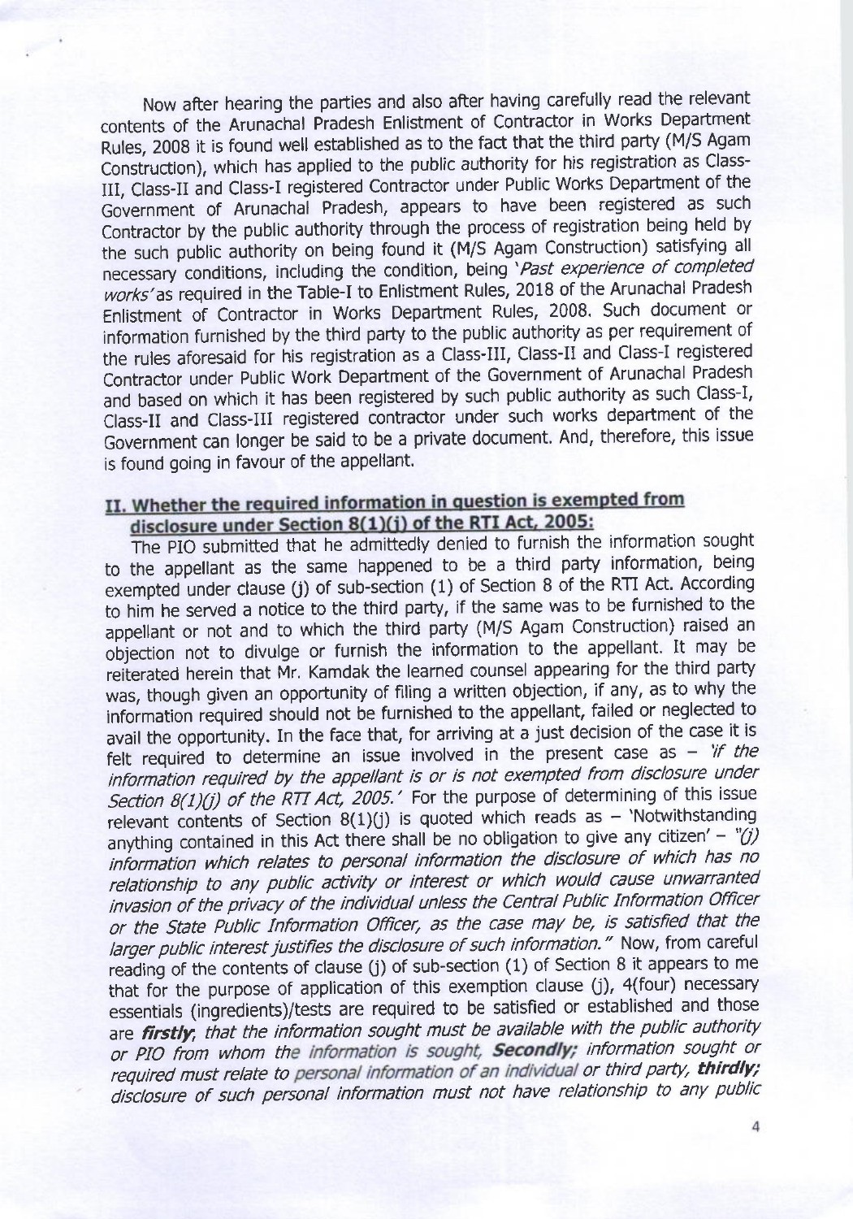Now after hearing the parties and also after having carefully read the relevant contents of the Arunachal Pradesh Enlistment of Contractor in Works Department Rules, 2008 it is found well established as to the fact that the third party (M/S Agam Construction), which has applied to the public authority for his registration as Class-III, Class-II and Class-I registered Contractor under Public Works Department of the Government of Arunachal Pradesh, appears to have been registered as such Contractor by the public authority through the process of registration being held by the such public authority on being found it (M/S Agam Construction) satisfying all necessary conditions, including the condition, being '*Past experience of completed works*' as required in the Table-I to Enlistment Rules, 2018 of the Arunachal Pradesh Enlistment of Contractor in Works Department Rules, 2008. Such document or information furnished by the third party to the public authority as per requirement of the rules aforesaid for his registration as a Class-III, Class-II and Class-I registered Contractor under Public Work Department of the Government of Arunachal Pradesh and based on which it has been registered by such public authority as such Class-I, Class-II and Class-III registered contractor under such works department of the Government can longer be said to be a private document. And, therefore, this issue is found going in favour of the appellant.

## II. Whether the required information in question is exempted from disclosure under Section 8(1)(j) of the RTI Act, 2005:

The PIO submitted that he admittedly denied to furnish the information sought to the appellant as the same happened to be a third party information, being exempted under clause (j) of sub-section (1) of Section 8 of the RTI Act. According to him he served a notice to the third party, if the same was to be furnished to the appellant or not and to which the third party (M/S Agam Construction) raised an objection not to divulge or furnish the information to the appellant. It may be reiterated herein that Mr. Kamdak the learned counsel appearing for the third party was, though given an opportunity of filing a written objection, if any, as to why the information required should not be furnished to the appellant, failed or neglected to avail the opportunity. In the face that, for arriving at a just decision of the case it is felt required to determine an issue involved in the present case as – '*if the information required by the appellant is or is not exempted from disclosure under Section 8(1)(j) of the RTI Act, 2005.*' For the purpose of determining of this issue relevant contents of Section 8(1)(j) is quoted which reads as – 'Notwithstanding anything contained in this Act there shall be no obligation to give any citizen' – "*(j) information which relates to personal information the disclosure of which has no relationship to any public activity or interest or which would cause unwarranted invasion of the privacy of the individual unless the Central Public Information Officer or the State Public Information Officer, as the case may be, is satisfied that the larger public interest justifies the disclosure of such information.*" Now, from careful reading of the contents of clause (j) of sub-section (1) of Section 8 it appears to me that for the purpose of application of this exemption clause (j), 4(four) necessary essentials (ingredients)/tests are required to be satisfied or established and those are ***firstly***, *that the information sought must be available with the public authority or PIO from whom the information is sought,* ***Secondly;*** *information sought or required must relate to personal information of an individual or third party,* ***thirdly;*** *disclosure of such personal information must not have relationship to any public*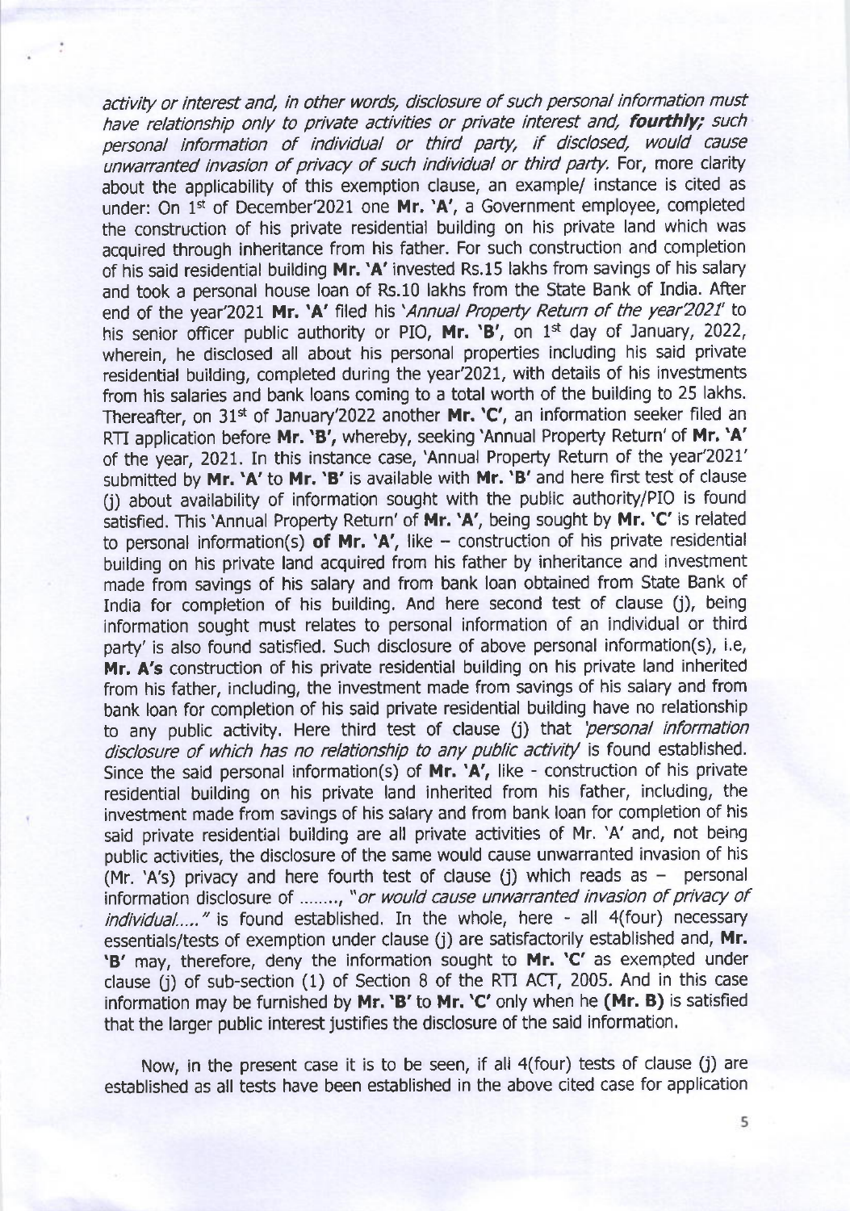*activity or interest and, in other words, disclosure of such personal information must have relationship only to private activities or private interest and,* ***fourthly;*** *such personal information of individual or third party, if disclosed, would cause unwarranted invasion of privacy of such individual or third party.* For, more clarity about the applicability of this exemption clause, an example/ instance is cited as under: On 1st of December'2021 one **Mr. 'A'**, a Government employee, completed the construction of his private residential building on his private land which was acquired through inheritance from his father. For such construction and completion of his said residential building **Mr. 'A'** invested Rs.15 lakhs from savings of his salary and took a personal house loan of Rs.10 lakhs from the State Bank of India. After end of the year'2021 **Mr. 'A'** filed his *'Annual Property Return of the year'2021'* to his senior officer public authority or PIO, **Mr. 'B'**, on 1st day of January, 2022, wherein, he disclosed all about his personal properties including his said private residential building, completed during the year'2021, with details of his investments from his salaries and bank loans coming to a total worth of the building to 25 lakhs. Thereafter, on 31st of January'2022 another **Mr. 'C'**, an information seeker filed an RTI application before **Mr. 'B'**, whereby, seeking 'Annual Property Return' of **Mr. 'A'** of the year, 2021. In this instance case, 'Annual Property Return of the year'2021' submitted by **Mr. 'A'** to **Mr. 'B'** is available with **Mr. 'B'** and here first test of clause (j) about availability of information sought with the public authority/PIO is found satisfied. This 'Annual Property Return' of **Mr. 'A'**, being sought by **Mr. 'C'** is related to personal information(s) **of Mr. 'A'**, like – construction of his private residential building on his private land acquired from his father by inheritance and investment made from savings of his salary and from bank loan obtained from State Bank of India for completion of his building. And here second test of clause (j), being information sought must relates to personal information of an individual or third party' is also found satisfied. Such disclosure of above personal information(s), i.e, **Mr. A's** construction of his private residential building on his private land inherited from his father, including, the investment made from savings of his salary and from bank loan for completion of his said private residential building have no relationship to any public activity. Here third test of clause (j) that *'personal information disclosure of which has no relationship to any public activity'* is found established. Since the said personal information(s) of **Mr. 'A'**, like - construction of his private residential building on his private land inherited from his father, including, the investment made from savings of his salary and from bank loan for completion of his said private residential building are all private activities of Mr. 'A' and, not being public activities, the disclosure of the same would cause unwarranted invasion of his (Mr. 'A's) privacy and here fourth test of clause (j) which reads as – personal information disclosure of ........, *"or would cause unwarranted invasion of privacy of individual....."* is found established. In the whole, here - all 4(four) necessary essentials/tests of exemption under clause (j) are satisfactorily established and, **Mr. 'B'** may, therefore, deny the information sought to **Mr. 'C'** as exempted under clause (j) of sub-section (1) of Section 8 of the RTI ACT, 2005. And in this case information may be furnished by **Mr. 'B'** to **Mr. 'C'** only when he **(Mr. B)** is satisfied that the larger public interest justifies the disclosure of the said information.

Now, in the present case it is to be seen, if all 4(four) tests of clause (j) are established as all tests have been established in the above cited case for application